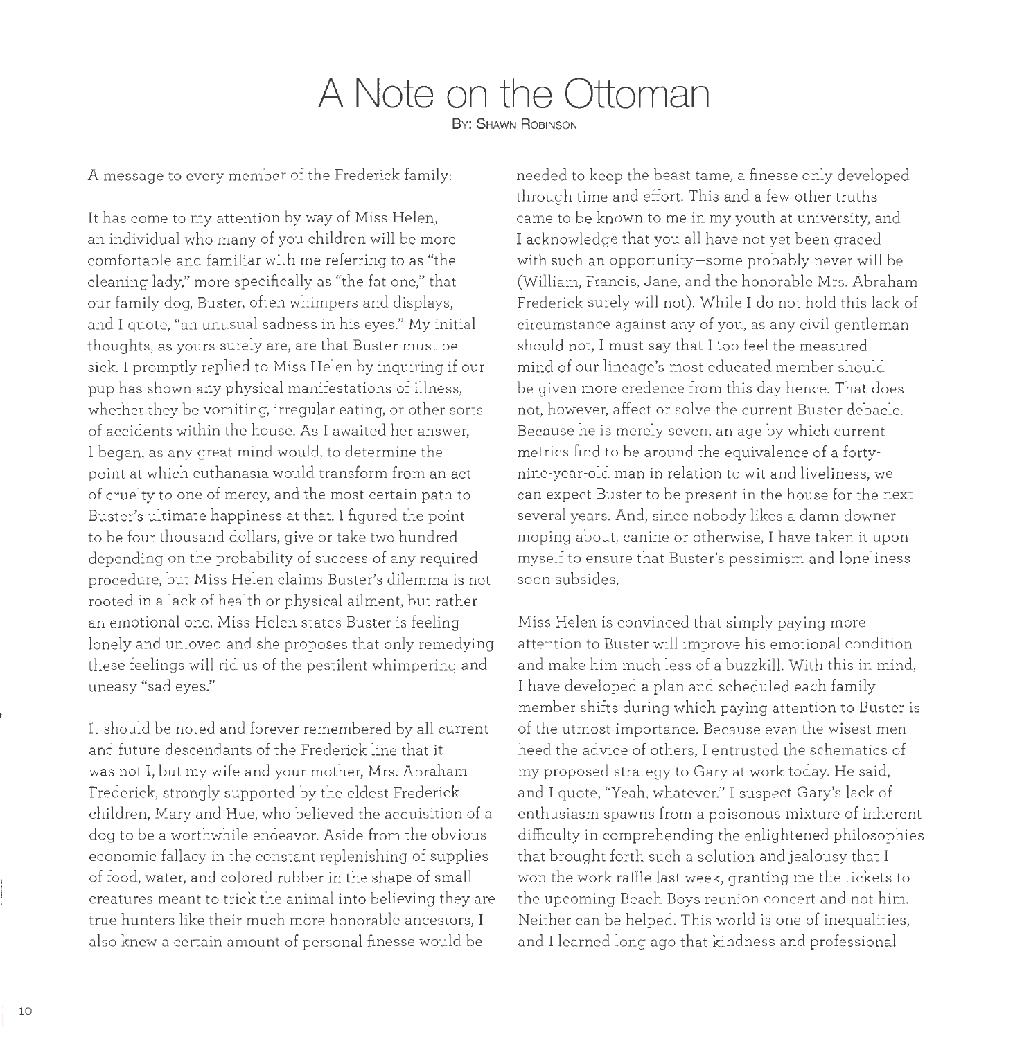# A Note on the Ottoman

By: Shawn Robinson

A message to every member of the Frederick family:

It has come to my attention by way of Miss Helen, an individual who many of you children will be more comfortable and familiar with me referring to as "the cleaning lady," more specifically as "the fat one," that our family dog, Buster, often whimpers and displays, and I quote, "an unusual sadness in his eyes." My initial thoughts, as yours surely are, are that Buster must be sick. I promptly replied to Miss Helen by inquiring if our pup has shown any physical manifestations of illness, whether they be vomiting, irregular eating, or other sorts of accidents within the house. As I awaited her answer, I began, as any great mind would, to determine the point at which euthanasia would transform from an act of cruelty to one of mercy, and the most certain path to Buster's ultimate happiness at that. I figured the point to be four thousand dollars, give or take two hundred depending on the probability of success of any required procedure, but Miss Helen claims Buster's dilemma is not rooted in a lack of health or physical ailment, but rather an emotional one. Miss Helen states Buster is feeling lonely and unloved and she proposes that only remedying these feelings will rid us of the pestilent whimpering and uneasy "sad eyes."

It should be noted and forever remembered by all current and future descendants of the Frederick line that it was not I, but my wife and your mother, Mrs. Abraham Frederick, strongly supported by the eldest Frederick children, Mary and Hue, who believed the acquisition of a dog to be a worthwhile endeavor. Aside from the obvious economic fallacy in the constant replenishing of supplies of food, water, and colored rubber in the shape of small creatures meant to trick the animal into believing they are true hunters like their much more honorable ancestors, I also knew a certain amount of personal finesse would be needed to keep the beast tame, a finesse only developed through time and effort. This and a few other truths came to be known to me in my youth at university, and I acknowledge that you all have not yet been graced with such an opportunity—some probably never will be (William, Francis, Jane, and the honorable Mrs. Abraham Frederick surely will not). While I do not hold this lack of circumstance against any of you, as any civil gentleman should not, I must say that I too feel the measured mind of our lineage's most educated member should be given more credence from this day hence. That does not, however, affect or solve the current Buster debacle. Because he is merely seven, an age by which current metrics find to be around the equivalence of a forty-nine-year-old man in relation to wit and liveliness, we can expect Buster to be present in the house for the next several years. And, since nobody likes a damn downer moping about, canine or otherwise, I have taken it upon myself to ensure that Buster's pessimism and loneliness soon subsides.

Miss Helen is convinced that simply paying more attention to Buster will improve his emotional condition and make him much less of a buzzkill. With this in mind, I have developed a plan and scheduled each family member shifts during which paying attention to Buster is of the utmost importance. Because even the wisest men heed the advice of others, I entrusted the schematics of my proposed strategy to Gary at work today. He said, and I quote, "Yeah, whatever." I suspect Gary's lack of enthusiasm spawns from a poisonous mixture of inherent difficulty in comprehending the enlightened philosophies that brought forth such a solution and jealousy that I won the work raffle last week, granting me the tickets to the upcoming Beach Boys reunion concert and not him. Neither can be helped. This world is one of inequalities, and I learned long ago that kindness and professional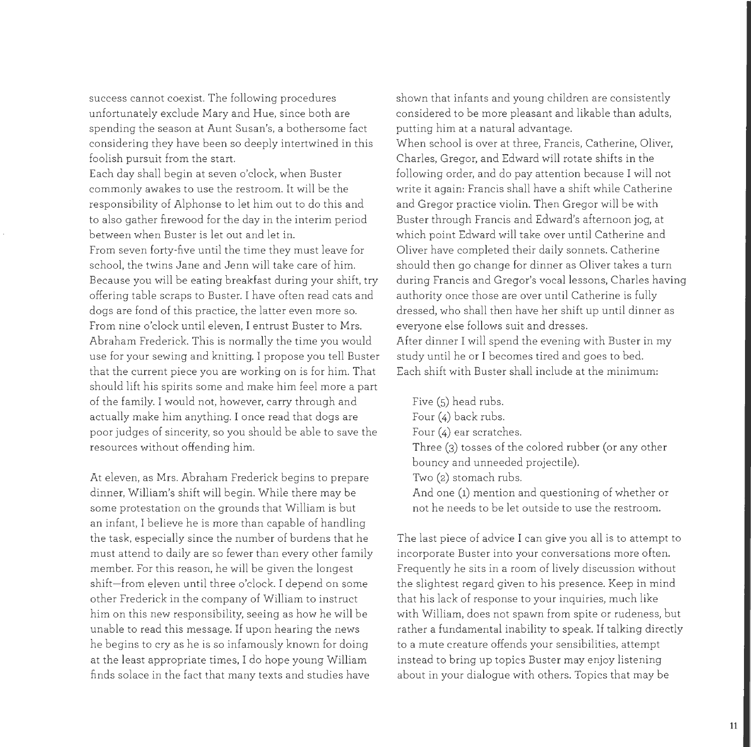success cannot coexist. The following procedures unfortunately exclude Mary and Hue, since both are spending the season at Aunt Susan's, a bothersome fact considering they have been so deeply intertwined in this foolish pursuit from the start.

Each day shall begin at seven o'clock, when Buster commonly awakes to use the restroom. It will be the responsibility of Alphonse to let him out to do this and to also gather firewood for the day in the interim period between when Buster is let out and let in.

From seven forty-five until the time they must leave for school, the twins Jane and Jenn will take care of him. Because you will be eating breakfast during your shift, try offering table scraps to Buster. I have often read cats and dogs are fond of this practice, the latter even more so.

From nine o'clock until eleven, I entrust Buster to Mrs. Abraham Frederick. This is normally the time you would use for your sewing and knitting. I propose you tell Buster that the current piece you are working on is for him. That should lift his spirits some and make him feel more a part of the family. I would not, however, carry through and actually make him anything. I once read that dogs are poor judges of sincerity, so you should be able to save the resources without offending him.

At eleven, as Mrs. Abraham Frederick begins to prepare dinner, William's shift will begin. While there may be some protestation on the grounds that William is but an infant, I believe he is more than capable of handling the task, especially since the number of burdens that he must attend to daily are so fewer than every other family member. For this reason, he will be given the longest shift—from eleven until three o'clock. I depend on some other Frederick in the company of William to instruct him on this new responsibility, seeing as how he will be unable to read this message. If upon hearing the news he begins to cry as he is so infamously known for doing at the least appropriate times, I do hope young William finds solace in the fact that many texts and studies have shown that infants and young children are consistently considered to be more pleasant and likable than adults, putting him at a natural advantage.

When school is over at three, Francis, Catherine, Oliver, Charles, Gregor, and Edward will rotate shifts in the following order, and do pay attention because I will not write it again: Francis shall have a shift while Catherine and Gregor practice violin. Then Gregor will be with Buster through Francis and Edward's afternoon jog, at which point Edward will take over until Catherine and Oliver have completed their daily sonnets. Catherine should then go change for dinner as Oliver takes a turn during Francis and Gregor's vocal lessons, Charles having authority once those are over until Catherine is fully dressed, who shall then have her shift up until dinner as everyone else follows suit and dresses.

After dinner I will spend the evening with Buster in my study until he or I becomes tired and goes to bed.

Each shift with Buster shall include at the minimum:

- Five (5) head rubs.
- Four (4) back rubs.
- Four (4) ear scratches.
- Three (3) tosses of the colored rubber (or any other bouncy and unneeded projectile).
- Two (2) stomach rubs.
- And one (1) mention and questioning of whether or not he needs to be let outside to use the restroom.

The last piece of advice I can give you all is to attempt to incorporate Buster into your conversations more often. Frequently he sits in a room of lively discussion without the slightest regard given to his presence. Keep in mind that his lack of response to your inquiries, much like with William, does not spawn from spite or rudeness, but rather a fundamental inability to speak. If talking directly to a mute creature offends your sensibilities, attempt instead to bring up topics Buster may enjoy listening about in your dialogue with others. Topics that may be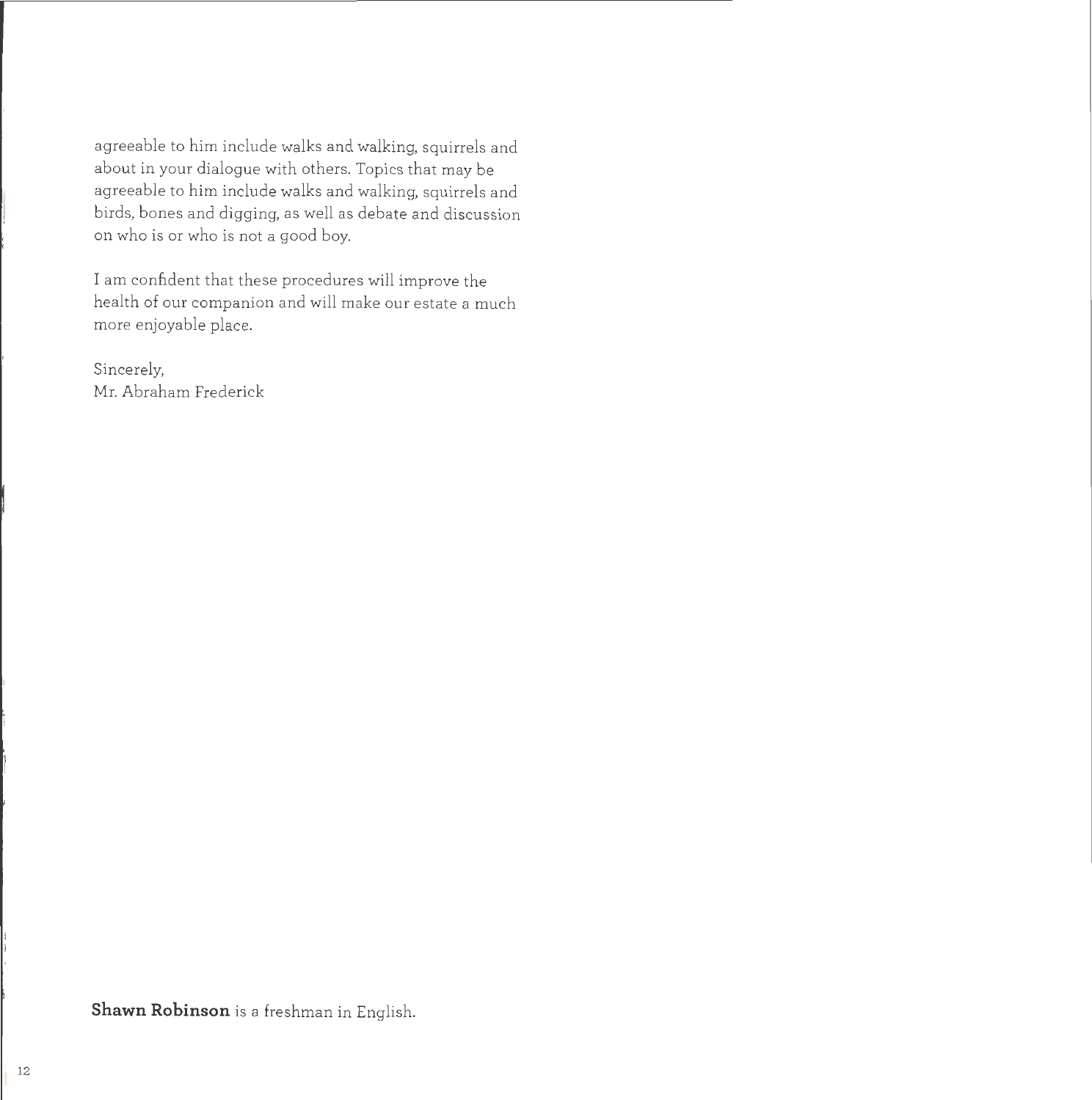agreeable to him include walks and walking, squirrels and about in your dialogue with others. Topics that may be agreeable to him include walks and walking, squirrels and birds, bones and digging, as well as debate and discussion on who is or who is not a good boy.

I am confident that these procedures will improve the health of our companion and will make our estate a much more enjoyable place.

Sincerely,
Mr. Abraham Frederick

**Shawn Robinson** is a freshman in English.